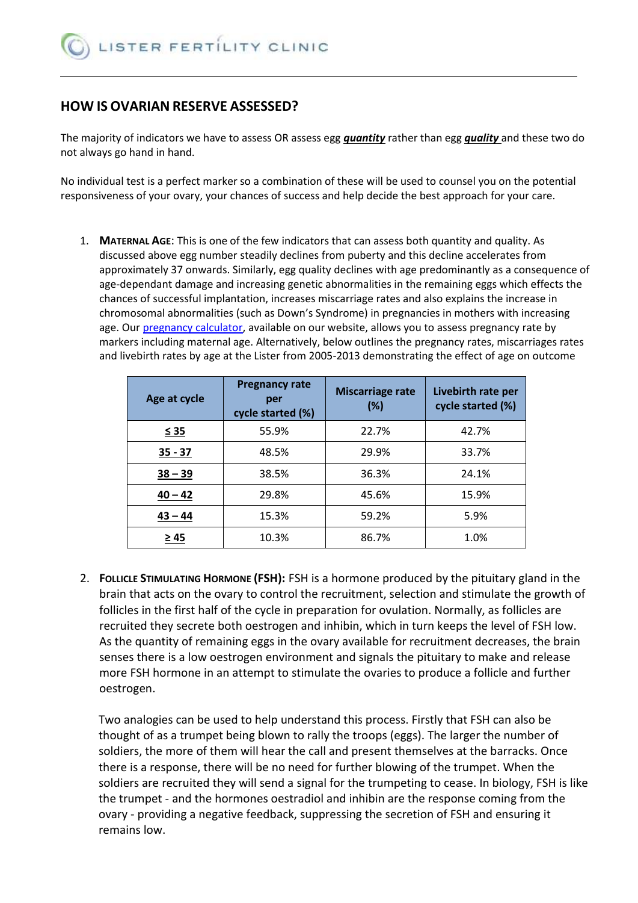## HOW IS OVARIAN RESERVE ASSESSED?

The majority of indicators we have to assess OR assess egg ***quantity*** rather than egg ***quality*** and these two do not always go hand in hand.

No individual test is a perfect marker so a combination of these will be used to counsel you on the potential responsiveness of your ovary, your chances of success and help decide the best approach for your care.

1. **MATERNAL AGE**: This is one of the few indicators that can assess both quantity and quality. As discussed above egg number steadily declines from puberty and this decline accelerates from approximately 37 onwards. Similarly, egg quality declines with age predominantly as a consequence of age-dependant damage and increasing genetic abnormalities in the remaining eggs which effects the chances of successful implantation, increases miscarriage rates and also explains the increase in chromosomal abnormalities (such as Down's Syndrome) in pregnancies in mothers with increasing age. Our pregnancy calculator, available on our website, allows you to assess pregnancy rate by markers including maternal age. Alternatively, below outlines the pregnancy rates, miscarriages rates and livebirth rates by age at the Lister from 2005-2013 demonstrating the effect of age on outcome

| Age at cycle | Pregnancy rate per cycle started (%) | Miscarriage rate (%) | Livebirth rate per cycle started (%) |
|---|---|---|---|
| **≤ 35** | 55.9% | 22.7% | 42.7% |
| **35 - 37** | 48.5% | 29.9% | 33.7% |
| **38 – 39** | 38.5% | 36.3% | 24.1% |
| **40 – 42** | 29.8% | 45.6% | 15.9% |
| **43 – 44** | 15.3% | 59.2% | 5.9% |
| **≥ 45** | 10.3% | 86.7% | 1.0% |

2. **FOLLICLE STIMULATING HORMONE (FSH):** FSH is a hormone produced by the pituitary gland in the brain that acts on the ovary to control the recruitment, selection and stimulate the growth of follicles in the first half of the cycle in preparation for ovulation. Normally, as follicles are recruited they secrete both oestrogen and inhibin, which in turn keeps the level of FSH low. As the quantity of remaining eggs in the ovary available for recruitment decreases, the brain senses there is a low oestrogen environment and signals the pituitary to make and release more FSH hormone in an attempt to stimulate the ovaries to produce a follicle and further oestrogen.

   Two analogies can be used to help understand this process. Firstly that FSH can also be thought of as a trumpet being blown to rally the troops (eggs). The larger the number of soldiers, the more of them will hear the call and present themselves at the barracks. Once there is a response, there will be no need for further blowing of the trumpet. When the soldiers are recruited they will send a signal for the trumpeting to cease. In biology, FSH is like the trumpet - and the hormones oestradiol and inhibin are the response coming from the ovary - providing a negative feedback, suppressing the secretion of FSH and ensuring it remains low.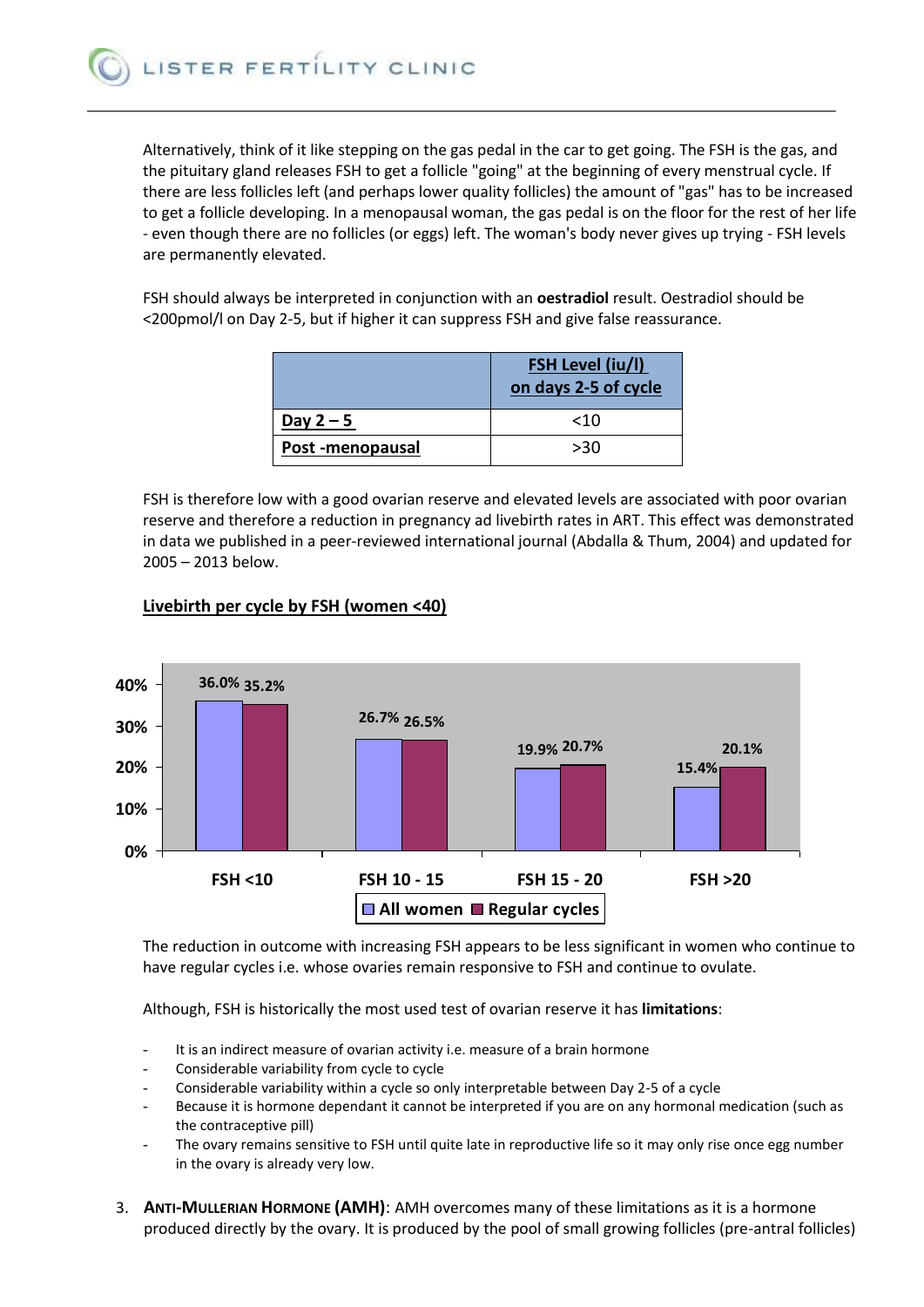Alternatively, think of it like stepping on the gas pedal in the car to get going. The FSH is the gas, and the pituitary gland releases FSH to get a follicle "going" at the beginning of every menstrual cycle. If there are less follicles left (and perhaps lower quality follicles) the amount of "gas" has to be increased to get a follicle developing. In a menopausal woman, the gas pedal is on the floor for the rest of her life - even though there are no follicles (or eggs) left. The woman's body never gives up trying - FSH levels are permanently elevated.

FSH should always be interpreted in conjunction with an **oestradiol** result. Oestradiol should be <200pmol/l on Day 2-5, but if higher it can suppress FSH and give false reassurance.

| | FSH Level (iu/l) on days 2-5 of cycle |
|---|---|
| **Day 2 – 5** | <10 |
| **Post -menopausal** | >30 |

FSH is therefore low with a good ovarian reserve and elevated levels are associated with poor ovarian reserve and therefore a reduction in pregnancy ad livebirth rates in ART. This effect was demonstrated in data we published in a peer-reviewed international journal (Abdalla & Thum, 2004) and updated for 2005 – 2013 below.

**Livebirth per cycle by FSH (women <40)**

| | FSH <10 | FSH 10 - 15 | FSH 15 - 20 | FSH >20 |
|---|---|---|---|---|
| All women | 36.0% | 26.7% | 19.9% | 15.4% |
| Regular cycles | 35.2% | 26.5% | 20.7% | 20.1% |

The reduction in outcome with increasing FSH appears to be less significant in women who continue to have regular cycles i.e. whose ovaries remain responsive to FSH and continue to ovulate.

Although, FSH is historically the most used test of ovarian reserve it has **limitations**:

- It is an indirect measure of ovarian activity i.e. measure of a brain hormone
- Considerable variability from cycle to cycle
- Considerable variability within a cycle so only interpretable between Day 2-5 of a cycle
- Because it is hormone dependant it cannot be interpreted if you are on any hormonal medication (such as the contraceptive pill)
- The ovary remains sensitive to FSH until quite late in reproductive life so it may only rise once egg number in the ovary is already very low.

3. **ANTI-MULLERIAN HORMONE (AMH)**: AMH overcomes many of these limitations as it is a hormone produced directly by the ovary. It is produced by the pool of small growing follicles (pre-antral follicles)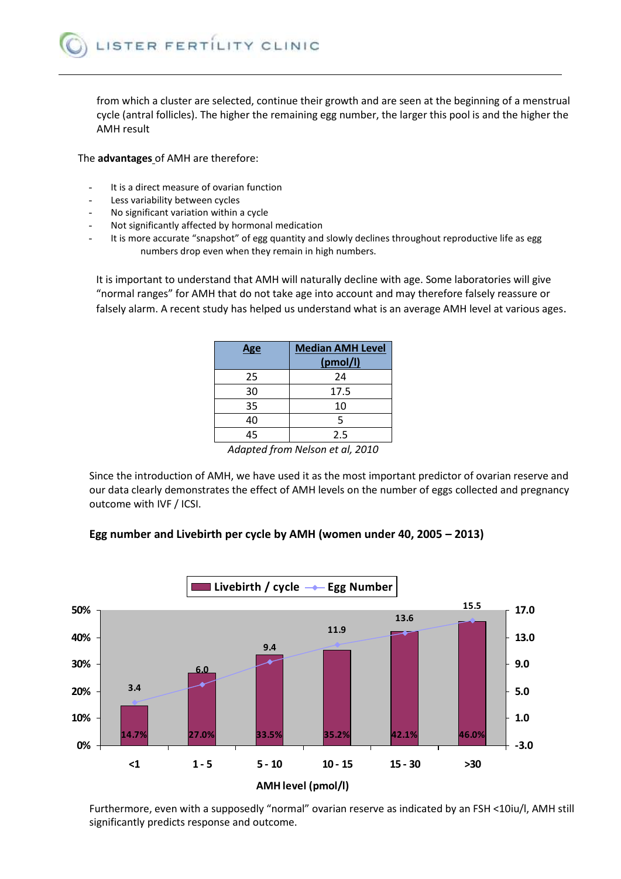from which a cluster are selected, continue their growth and are seen at the beginning of a menstrual cycle (antral follicles). The higher the remaining egg number, the larger this pool is and the higher the AMH result

The **advantages** of AMH are therefore:

- It is a direct measure of ovarian function
- Less variability between cycles
- No significant variation within a cycle
- Not significantly affected by hormonal medication
- It is more accurate "snapshot" of egg quantity and slowly declines throughout reproductive life as egg numbers drop even when they remain in high numbers.

It is important to understand that AMH will naturally decline with age. Some laboratories will give "normal ranges" for AMH that do not take age into account and may therefore falsely reassure or falsely alarm. A recent study has helped us understand what is an average AMH level at various ages.

| Age | Median AMH Level (pmol/l) |
|---|---|
| 25 | 24 |
| 30 | 17.5 |
| 35 | 10 |
| 40 | 5 |
| 45 | 2.5 |

*Adapted from Nelson et al, 2010*

Since the introduction of AMH, we have used it as the most important predictor of ovarian reserve and our data clearly demonstrates the effect of AMH levels on the number of eggs collected and pregnancy outcome with IVF / ICSI.

**Egg number and Livebirth per cycle by AMH (women under 40, 2005 – 2013)**

| AMH level (pmol/l) | Livebirth / cycle | Egg Number |
|---|---|---|
| <1 | 14.7% | 3.4 |
| 1 - 5 | 27.0% | 6.0 |
| 5 - 10 | 33.5% | 9.4 |
| 10 - 15 | 35.2% | 11.9 |
| 15 - 30 | 42.1% | 13.6 |
| >30 | 46.0% | 15.5 |

Furthermore, even with a supposedly "normal" ovarian reserve as indicated by an FSH <10iu/l, AMH still significantly predicts response and outcome.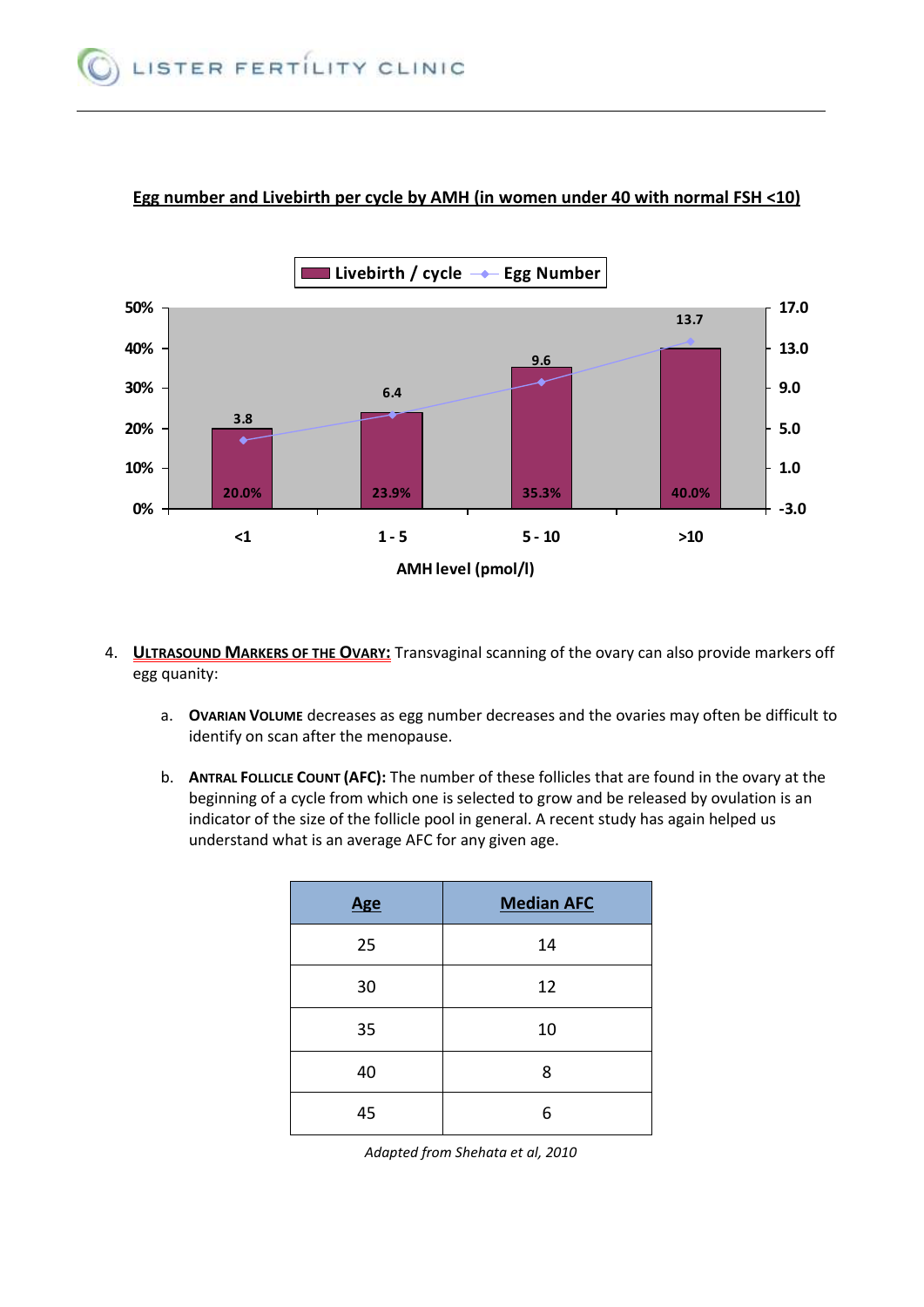**<u>Egg number and Livebirth per cycle by AMH (in women under 40 with normal FSH <10)</u>**

| AMH level (pmol/l) | Livebirth / cycle | Egg Number |
|---|---|---|
| <1 | 20.0% | 3.8 |
| 1 - 5 | 23.9% | 6.4 |
| 5 - 10 | 35.3% | 9.6 |
| >10 | 40.0% | 13.7 |

4. **<u>ULTRASOUND MARKERS OF THE OVARY:</u>** Transvaginal scanning of the ovary can also provide markers off egg quanity:

   a. **OVARIAN VOLUME** decreases as egg number decreases and the ovaries may often be difficult to identify on scan after the menopause.

   b. **ANTRAL FOLLICLE COUNT (AFC):** The number of these follicles that are found in the ovary at the beginning of a cycle from which one is selected to grow and be released by ovulation is an indicator of the size of the follicle pool in general. A recent study has again helped us understand what is an average AFC for any given age.

| Age | Median AFC |
|---|---|
| 25 | 14 |
| 30 | 12 |
| 35 | 10 |
| 40 | 8 |
| 45 | 6 |

*Adapted from Shehata et al, 2010*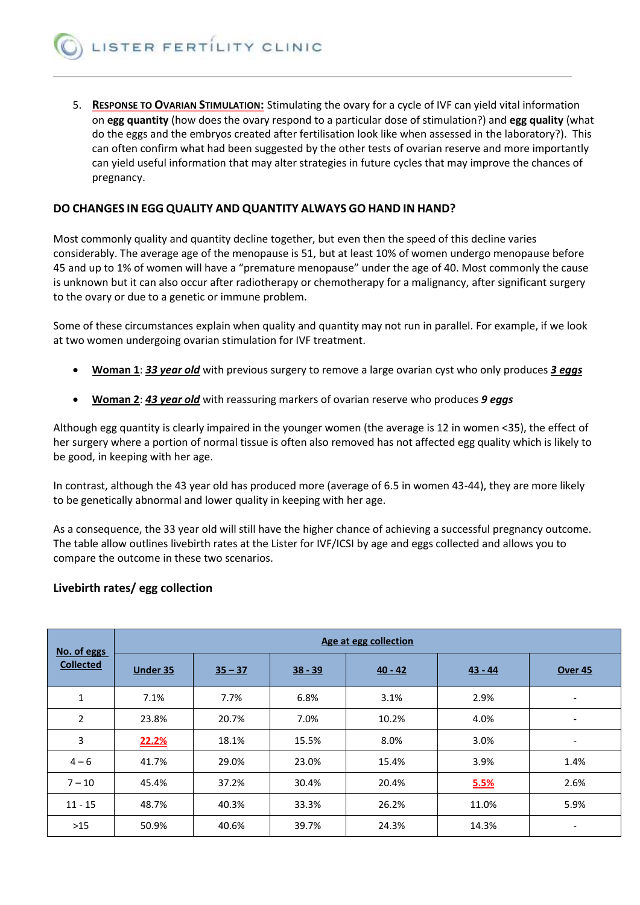5. **<u>Response to Ovarian Stimulation:</u>** Stimulating the ovary for a cycle of IVF can yield vital information on **egg quantity** (how does the ovary respond to a particular dose of stimulation?) and **egg quality** (what do the eggs and the embryos created after fertilisation look like when assessed in the laboratory?). This can often confirm what had been suggested by the other tests of ovarian reserve and more importantly can yield useful information that may alter strategies in future cycles that may improve the chances of pregnancy.

## DO CHANGES IN EGG QUALITY AND QUANTITY ALWAYS GO HAND IN HAND?

Most commonly quality and quantity decline together, but even then the speed of this decline varies considerably. The average age of the menopause is 51, but at least 10% of women undergo menopause before 45 and up to 1% of women will have a "premature menopause" under the age of 40. Most commonly the cause is unknown but it can also occur after radiotherapy or chemotherapy for a malignancy, after significant surgery to the ovary or due to a genetic or immune problem.

Some of these circumstances explain when quality and quantity may not run in parallel. For example, if we look at two women undergoing ovarian stimulation for IVF treatment.

- **<u>Woman 1</u>**: ***<u>33 year old</u>*** with previous surgery to remove a large ovarian cyst who only produces ***<u>3 eggs</u>***
- **<u>Woman 2</u>**: ***<u>43 year old</u>*** with reassuring markers of ovarian reserve who produces ***9 eggs***

Although egg quantity is clearly impaired in the younger women (the average is 12 in women <35), the effect of her surgery where a portion of normal tissue is often also removed has not affected egg quality which is likely to be good, in keeping with her age.

In contrast, although the 43 year old has produced more (average of 6.5 in women 43-44), they are more likely to be genetically abnormal and lower quality in keeping with her age.

As a consequence, the 33 year old will still have the higher chance of achieving a successful pregnancy outcome. The table allow outlines livebirth rates at the Lister for IVF/ICSI by age and eggs collected and allows you to compare the outcome in these two scenarios.

### Livebirth rates/ egg collection

| <u>No. of eggs Collected</u> | <u>Age at egg collection</u> | | | | | |
|---|---|---|---|---|---|---|
| | <u>Under 35</u> | <u>35 – 37</u> | <u>38 - 39</u> | <u>40 - 42</u> | <u>43 - 44</u> | <u>Over 45</u> |
| 1 | 7.1% | 7.7% | 6.8% | 3.1% | 2.9% | - |
| 2 | 23.8% | 20.7% | 7.0% | 10.2% | 4.0% | - |
| 3 | **<u>22.2%</u>** | 18.1% | 15.5% | 8.0% | 3.0% | - |
| 4 – 6 | 41.7% | 29.0% | 23.0% | 15.4% | 3.9% | 1.4% |
| 7 – 10 | 45.4% | 37.2% | 30.4% | 20.4% | **<u>5.5%</u>** | 2.6% |
| 11 - 15 | 48.7% | 40.3% | 33.3% | 26.2% | 11.0% | 5.9% |
| >15 | 50.9% | 40.6% | 39.7% | 24.3% | 14.3% | - |